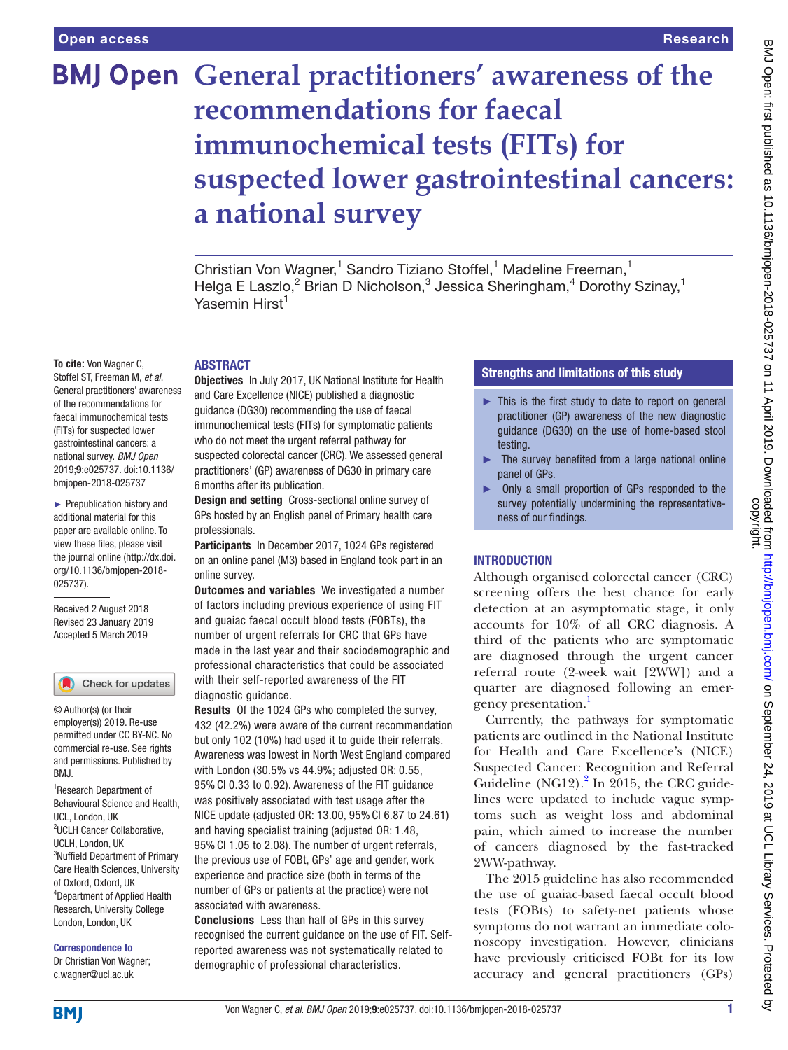Open access

Research

# General practitioners' awareness of the recommendations for faecal immunochemical tests (FITs) for suspected lower gastrointestinal cancers: a national survey

Christian Von Wagner,[1] Sandro Tiziano Stoffel,[1] Madeline Freeman,[1] Helga E Laszlo,[2] Brian D Nicholson,[3] Jessica Sheringham,[4] Dorothy Szinay,[1] Yasemin Hirst[1]

**To cite:** Von Wagner C, Stoffel ST, Freeman M, *et al*. General practitioners' awareness of the recommendations for faecal immunochemical tests (FITs) for suspected lower gastrointestinal cancers: a national survey. *BMJ Open* 2019;**9**:e025737. doi:10.1136/bmjopen-2018-025737

► Prepublication history and additional material for this paper are available online. To view these files, please visit the journal online (http://dx.doi.org/10.1136/bmjopen-2018-025737).

Received 2 August 2018
Revised 23 January 2019
Accepted 5 March 2019

© Author(s) (or their employer(s)) 2019. Re-use permitted under CC BY-NC. No commercial re-use. See rights and permissions. Published by BMJ.

[1]Research Department of Behavioural Science and Health, UCL, London, UK
[2]UCLH Cancer Collaborative, UCLH, London, UK
[3]Nuffield Department of Primary Care Health Sciences, University of Oxford, Oxford, UK
[4]Department of Applied Health Research, University College London, London, UK

**Correspondence to**
Dr Christian Von Wagner; c.wagner@ucl.ac.uk

## ABSTRACT

**Objectives** In July 2017, UK National Institute for Health and Care Excellence (NICE) published a diagnostic guidance (DG30) recommending the use of faecal immunochemical tests (FITs) for symptomatic patients who do not meet the urgent referral pathway for suspected colorectal cancer (CRC). We assessed general practitioners' (GP) awareness of DG30 in primary care 6 months after its publication.

**Design and setting** Cross-sectional online survey of GPs hosted by an English panel of Primary health care professionals.

**Participants** In December 2017, 1024 GPs registered on an online panel (M3) based in England took part in an online survey.

**Outcomes and variables** We investigated a number of factors including previous experience of using FIT and guaiac faecal occult blood tests (FOBts), the number of urgent referrals for CRC that GPs have made in the last year and their sociodemographic and professional characteristics that could be associated with their self-reported awareness of the FIT diagnostic guidance.

**Results** Of the 1024 GPs who completed the survey, 432 (42.2%) were aware of the current recommendation but only 102 (10%) had used it to guide their referrals. Awareness was lowest in North West England compared with London (30.5% vs 44.9%; adjusted OR: 0.55, 95% CI 0.33 to 0.92). Awareness of the FIT guidance was positively associated with test usage after the NICE update (adjusted OR: 13.00, 95% CI 6.87 to 24.61) and having specialist training (adjusted OR: 1.48, 95% CI 1.05 to 2.08). The number of urgent referrals, the previous use of FOBt, GPs' age and gender, work experience and practice size (both in terms of the number of GPs or patients at the practice) were not associated with awareness.

**Conclusions** Less than half of GPs in this survey recognised the current guidance on the use of FIT. Self-reported awareness was not systematically related to demographic of professional characteristics.

## Strengths and limitations of this study

- ► This is the first study to date to report on general practitioner (GP) awareness of the new diagnostic guidance (DG30) on the use of home-based stool testing.
- ► The survey benefited from a large national online panel of GPs.
- ► Only a small proportion of GPs responded to the survey potentially undermining the representativeness of our findings.

## INTRODUCTION

Although organised colorectal cancer (CRC) screening offers the best chance for early detection at an asymptomatic stage, it only accounts for 10% of all CRC diagnosis. A third of the patients who are symptomatic are diagnosed through the urgent cancer referral route (2-week wait [2WW]) and a quarter are diagnosed following an emergency presentation.[1]

Currently, the pathways for symptomatic patients are outlined in the National Institute for Health and Care Excellence's (NICE) Suspected Cancer: Recognition and Referral Guideline (NG12).[2] In 2015, the CRC guidelines were updated to include vague symptoms such as weight loss and abdominal pain, which aimed to increase the number of cancers diagnosed by the fast-tracked 2WW-pathway.

The 2015 guideline has also recommended the use of guaiac-based faecal occult blood tests (FOBts) to safety-net patients whose symptoms do not warrant an immediate colonoscopy investigation. However, clinicians have previously criticised FOBt for its low accuracy and general practitioners (GPs)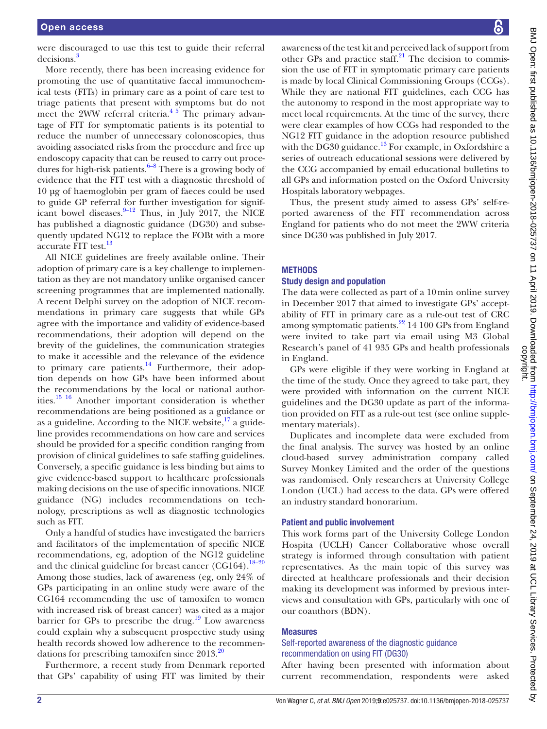were discouraged to use this test to guide their referral decisions.[3]

More recently, there has been increasing evidence for promoting the use of quantitative faecal immunochemical tests (FITs) in primary care as a point of care test to triage patients that present with symptoms but do not meet the 2WW referral criteria.[4 5] The primary advantage of FIT for symptomatic patients is its potential to reduce the number of unnecessary colonoscopies, thus avoiding associated risks from the procedure and free up endoscopy capacity that can be reused to carry out procedures for high-risk patients.[6–8] There is a growing body of evidence that the FIT test with a diagnostic threshold of 10 µg of haemoglobin per gram of faeces could be used to guide GP referral for further investigation for significant bowel diseases.[9–12] Thus, in July 2017, the NICE has published a diagnostic guidance (DG30) and subsequently updated NG12 to replace the FOBt with a more accurate FIT test.[13]

All NICE guidelines are freely available online. Their adoption of primary care is a key challenge to implementation as they are not mandatory unlike organised cancer screening programmes that are implemented nationally. A recent Delphi survey on the adoption of NICE recommendations in primary care suggests that while GPs agree with the importance and validity of evidence-based recommendations, their adoption will depend on the brevity of the guidelines, the communication strategies to make it accessible and the relevance of the evidence to primary care patients.[14] Furthermore, their adoption depends on how GPs have been informed about the recommendations by the local or national authorities.[15 16] Another important consideration is whether recommendations are being positioned as a guidance or as a guideline. According to the NICE website,[17] a guideline provides recommendations on how care and services should be provided for a specific condition ranging from provision of clinical guidelines to safe staffing guidelines. Conversely, a specific guidance is less binding but aims to give evidence-based support to healthcare professionals making decisions on the use of specific innovations. NICE guidance (NG) includes recommendations on technology, prescriptions as well as diagnostic technologies such as FIT.

Only a handful of studies have investigated the barriers and facilitators of the implementation of specific NICE recommendations, eg, adoption of the NG12 guideline and the clinical guideline for breast cancer (CG164).[18–20] Among those studies, lack of awareness (eg, only 24% of GPs participating in an online study were aware of the CG164 recommending the use of tamoxifen to women with increased risk of breast cancer) was cited as a major barrier for GPs to prescribe the drug.[19] Low awareness could explain why a subsequent prospective study using health records showed low adherence to the recommendations for prescribing tamoxifen since 2013.[20]

Furthermore, a recent study from Denmark reported that GPs' capability of using FIT was limited by their awareness of the test kit and perceived lack of support from other GPs and practice staff.[21] The decision to commission the use of FIT in symptomatic primary care patients is made by local Clinical Commissioning Groups (CCGs). While they are national FIT guidelines, each CCG has the autonomy to respond in the most appropriate way to meet local requirements. At the time of the survey, there were clear examples of how CCGs had responded to the NG12 FIT guidance in the adoption resource published with the DG30 guidance.[13] For example, in Oxfordshire a series of outreach educational sessions were delivered by the CCG accompanied by email educational bulletins to all GPs and information posted on the Oxford University Hospitals laboratory webpages.

Thus, the present study aimed to assess GPs' self-reported awareness of the FIT recommendation across England for patients who do not meet the 2WW criteria since DG30 was published in July 2017.

## METHODS

### Study design and population

The data were collected as part of a 10 min online survey in December 2017 that aimed to investigate GPs' acceptability of FIT in primary care as a rule-out test of CRC among symptomatic patients.[22] 14 100 GPs from England were invited to take part via email using M3 Global Research's panel of 41 935 GPs and health professionals in England.

GPs were eligible if they were working in England at the time of the study. Once they agreed to take part, they were provided with information on the current NICE guidelines and the DG30 update as part of the information provided on FIT as a rule-out test (see online supplementary materials).

Duplicates and incomplete data were excluded from the final analysis. The survey was hosted by an online cloud-based survey administration company called Survey Monkey Limited and the order of the questions was randomised. Only researchers at University College London (UCL) had access to the data. GPs were offered an industry standard honorarium.

### Patient and public involvement

This work forms part of the University College London Hospita (UCLH) Cancer Collaborative whose overall strategy is informed through consultation with patient representatives. As the main topic of this survey was directed at healthcare professionals and their decision making its development was informed by previous interviews and consultation with GPs, particularly with one of our coauthors (BDN).

### Measures

#### Self-reported awareness of the diagnostic guidance recommendation on using FIT (DG30)

After having been presented with information about current recommendation, respondents were asked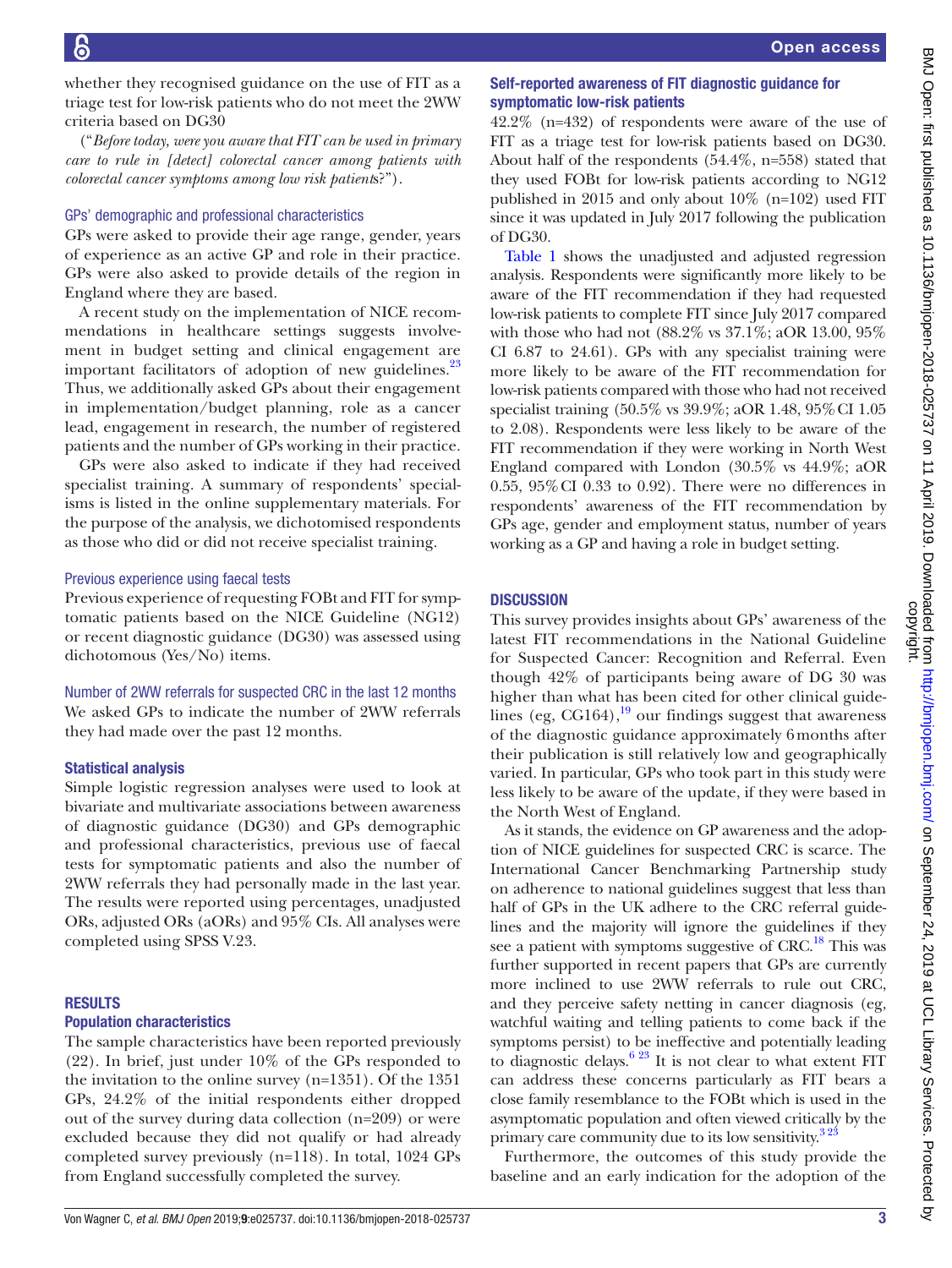whether they recognised guidance on the use of FIT as a triage test for low-risk patients who do not meet the 2WW criteria based on DG30

(*"Before today, were you aware that FIT can be used in primary care to rule in [detect] colorectal cancer among patients with colorectal cancer symptoms among low risk patients?"*).

### GPs' demographic and professional characteristics

GPs were asked to provide their age range, gender, years of experience as an active GP and role in their practice. GPs were also asked to provide details of the region in England where they are based.

A recent study on the implementation of NICE recommendations in healthcare settings suggests involvement in budget setting and clinical engagement are important facilitators of adoption of new guidelines.[23] Thus, we additionally asked GPs about their engagement in implementation/budget planning, role as a cancer lead, engagement in research, the number of registered patients and the number of GPs working in their practice.

GPs were also asked to indicate if they had received specialist training. A summary of respondents' specialisms is listed in the online supplementary materials. For the purpose of the analysis, we dichotomised respondents as those who did or did not receive specialist training.

### Previous experience using faecal tests

Previous experience of requesting FOBt and FIT for symptomatic patients based on the NICE Guideline (NG12) or recent diagnostic guidance (DG30) was assessed using dichotomous (Yes/No) items.

### Number of 2WW referrals for suspected CRC in the last 12 months

We asked GPs to indicate the number of 2WW referrals they had made over the past 12 months.

### Statistical analysis

Simple logistic regression analyses were used to look at bivariate and multivariate associations between awareness of diagnostic guidance (DG30) and GPs demographic and professional characteristics, previous use of faecal tests for symptomatic patients and also the number of 2WW referrals they had personally made in the last year. The results were reported using percentages, unadjusted ORs, adjusted ORs (aORs) and 95% CIs. All analyses were completed using SPSS V.23.

## RESULTS

### Population characteristics

The sample characteristics have been reported previously (22). In brief, just under 10% of the GPs responded to the invitation to the online survey (n=1351). Of the 1351 GPs, 24.2% of the initial respondents either dropped out of the survey during data collection (n=209) or were excluded because they did not qualify or had already completed survey previously (n=118). In total, 1024 GPs from England successfully completed the survey.

### Self-reported awareness of FIT diagnostic guidance for symptomatic low-risk patients

42.2% (n=432) of respondents were aware of the use of FIT as a triage test for low-risk patients based on DG30. About half of the respondents (54.4%, n=558) stated that they used FOBt for low-risk patients according to NG12 published in 2015 and only about 10% (n=102) used FIT since it was updated in July 2017 following the publication of DG30.

Table 1 shows the unadjusted and adjusted regression analysis. Respondents were significantly more likely to be aware of the FIT recommendation if they had requested low-risk patients to complete FIT since July 2017 compared with those who had not (88.2% vs 37.1%; aOR 13.00, 95% CI 6.87 to 24.61). GPs with any specialist training were more likely to be aware of the FIT recommendation for low-risk patients compared with those who had not received specialist training (50.5% vs 39.9%; aOR 1.48, 95% CI 1.05 to 2.08). Respondents were less likely to be aware of the FIT recommendation if they were working in North West England compared with London (30.5% vs 44.9%; aOR 0.55, 95% CI 0.33 to 0.92). There were no differences in respondents' awareness of the FIT recommendation by GPs age, gender and employment status, number of years working as a GP and having a role in budget setting.

## DISCUSSION

This survey provides insights about GPs' awareness of the latest FIT recommendations in the National Guideline for Suspected Cancer: Recognition and Referral. Even though 42% of participants being aware of DG 30 was higher than what has been cited for other clinical guidelines (eg, CG164),[19] our findings suggest that awareness of the diagnostic guidance approximately 6 months after their publication is still relatively low and geographically varied. In particular, GPs who took part in this study were less likely to be aware of the update, if they were based in the North West of England.

As it stands, the evidence on GP awareness and the adoption of NICE guidelines for suspected CRC is scarce. The International Cancer Benchmarking Partnership study on adherence to national guidelines suggest that less than half of GPs in the UK adhere to the CRC referral guidelines and the majority will ignore the guidelines if they see a patient with symptoms suggestive of CRC.[18] This was further supported in recent papers that GPs are currently more inclined to use 2WW referrals to rule out CRC, and they perceive safety netting in cancer diagnosis (eg, watchful waiting and telling patients to come back if the symptoms persist) to be ineffective and potentially leading to diagnostic delays.[6,23] It is not clear to what extent FIT can address these concerns particularly as FIT bears a close family resemblance to the FOBt which is used in the asymptomatic population and often viewed critically by the primary care community due to its low sensitivity.[3,23]

Furthermore, the outcomes of this study provide the baseline and an early indication for the adoption of the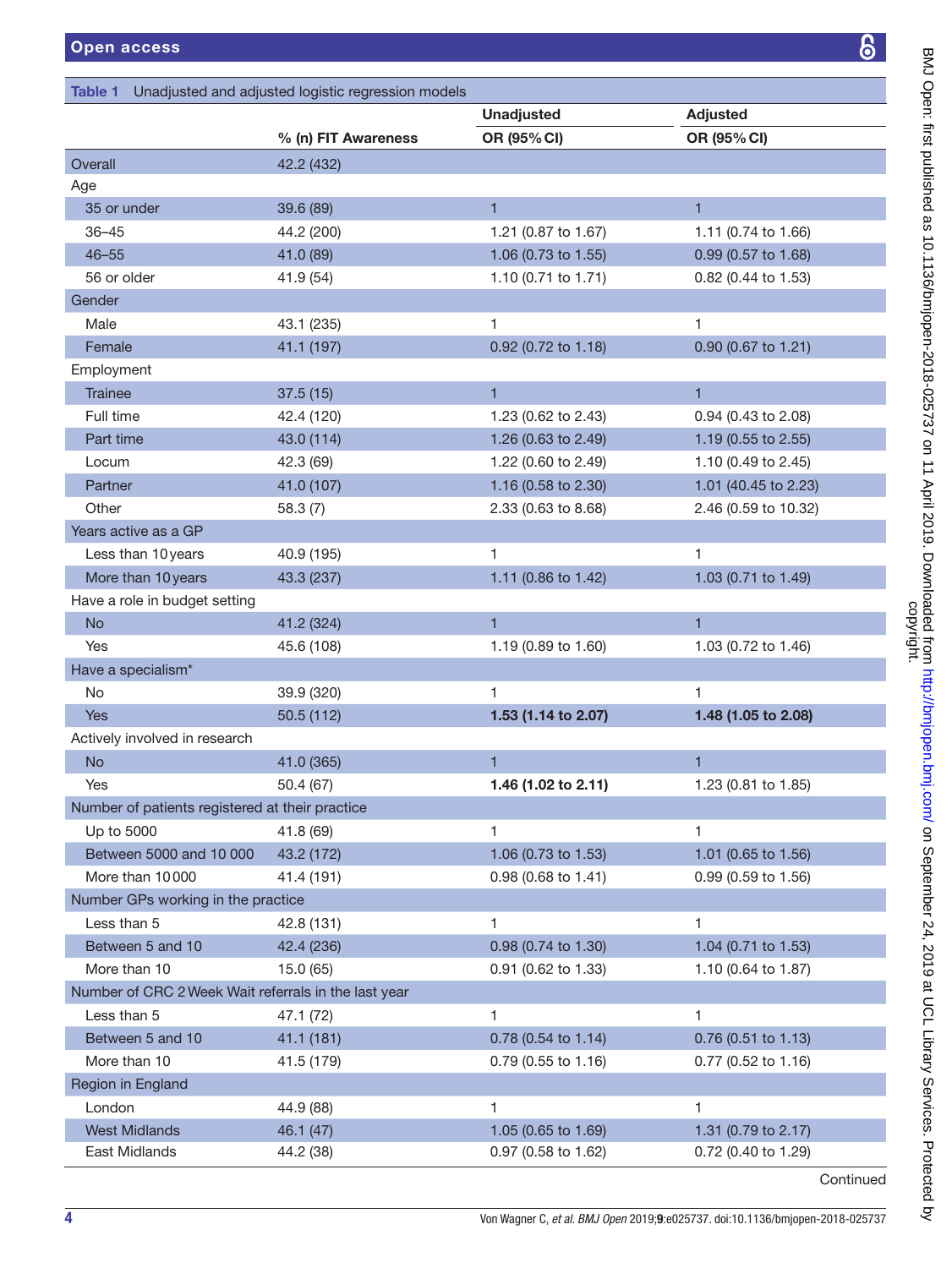**Table 1** Unadjusted and adjusted logistic regression models

| | % (n) FIT Awareness | Unadjusted OR (95% CI) | Adjusted OR (95% CI) |
|---|---|---|---|
| Overall | 42.2 (432) | | |
| Age | | | |
| 35 or under | 39.6 (89) | 1 | 1 |
| 36–45 | 44.2 (200) | 1.21 (0.87 to 1.67) | 1.11 (0.74 to 1.66) |
| 46–55 | 41.0 (89) | 1.06 (0.73 to 1.55) | 0.99 (0.57 to 1.68) |
| 56 or older | 41.9 (54) | 1.10 (0.71 to 1.71) | 0.82 (0.44 to 1.53) |
| Gender | | | |
| Male | 43.1 (235) | 1 | 1 |
| Female | 41.1 (197) | 0.92 (0.72 to 1.18) | 0.90 (0.67 to 1.21) |
| Employment | | | |
| Trainee | 37.5 (15) | 1 | 1 |
| Full time | 42.4 (120) | 1.23 (0.62 to 2.43) | 0.94 (0.43 to 2.08) |
| Part time | 43.0 (114) | 1.26 (0.63 to 2.49) | 1.19 (0.55 to 2.55) |
| Locum | 42.3 (69) | 1.22 (0.60 to 2.49) | 1.10 (0.49 to 2.45) |
| Partner | 41.0 (107) | 1.16 (0.58 to 2.30) | 1.01 (40.45 to 2.23) |
| Other | 58.3 (7) | 2.33 (0.63 to 8.68) | 2.46 (0.59 to 10.32) |
| Years active as a GP | | | |
| Less than 10 years | 40.9 (195) | 1 | 1 |
| More than 10 years | 43.3 (237) | 1.11 (0.86 to 1.42) | 1.03 (0.71 to 1.49) |
| Have a role in budget setting | | | |
| No | 41.2 (324) | 1 | 1 |
| Yes | 45.6 (108) | 1.19 (0.89 to 1.60) | 1.03 (0.72 to 1.46) |
| Have a specialism* | | | |
| No | 39.9 (320) | 1 | 1 |
| Yes | 50.5 (112) | **1.53 (1.14 to 2.07)** | **1.48 (1.05 to 2.08)** |
| Actively involved in research | | | |
| No | 41.0 (365) | 1 | 1 |
| Yes | 50.4 (67) | **1.46 (1.02 to 2.11)** | 1.23 (0.81 to 1.85) |
| Number of patients registered at their practice | | | |
| Up to 5000 | 41.8 (69) | 1 | 1 |
| Between 5000 and 10 000 | 43.2 (172) | 1.06 (0.73 to 1.53) | 1.01 (0.65 to 1.56) |
| More than 10 000 | 41.4 (191) | 0.98 (0.68 to 1.41) | 0.99 (0.59 to 1.56) |
| Number GPs working in the practice | | | |
| Less than 5 | 42.8 (131) | 1 | 1 |
| Between 5 and 10 | 42.4 (236) | 0.98 (0.74 to 1.30) | 1.04 (0.71 to 1.53) |
| More than 10 | 15.0 (65) | 0.91 (0.62 to 1.33) | 1.10 (0.64 to 1.87) |
| Number of CRC 2 Week Wait referrals in the last year | | | |
| Less than 5 | 47.1 (72) | 1 | 1 |
| Between 5 and 10 | 41.1 (181) | 0.78 (0.54 to 1.14) | 0.76 (0.51 to 1.13) |
| More than 10 | 41.5 (179) | 0.79 (0.55 to 1.16) | 0.77 (0.52 to 1.16) |
| Region in England | | | |
| London | 44.9 (88) | 1 | 1 |
| West Midlands | 46.1 (47) | 1.05 (0.65 to 1.69) | 1.31 (0.79 to 2.17) |
| East Midlands | 44.2 (38) | 0.97 (0.58 to 1.62) | 0.72 (0.40 to 1.29) |

Continued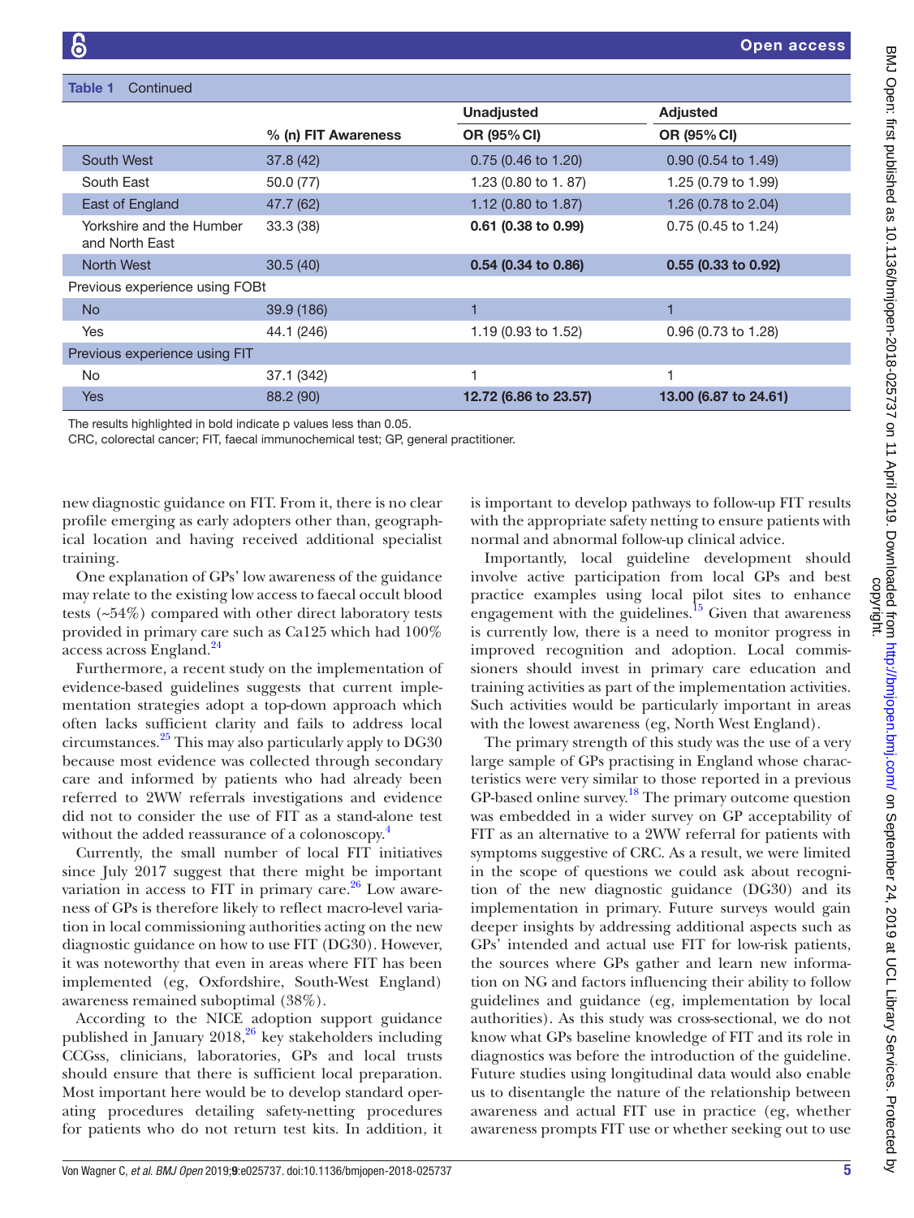**Table 1** Continued

| | % (n) FIT Awareness | Unadjusted | Adjusted |
|---|---|---|---|
| | | **OR (95% CI)** | **OR (95% CI)** |
| South West | 37.8 (42) | 0.75 (0.46 to 1.20) | 0.90 (0.54 to 1.49) |
| South East | 50.0 (77) | 1.23 (0.80 to 1. 87) | 1.25 (0.79 to 1.99) |
| East of England | 47.7 (62) | 1.12 (0.80 to 1.87) | 1.26 (0.78 to 2.04) |
| Yorkshire and the Humber and North East | 33.3 (38) | **0.61 (0.38 to 0.99)** | 0.75 (0.45 to 1.24) |
| North West | 30.5 (40) | **0.54 (0.34 to 0.86)** | **0.55 (0.33 to 0.92)** |
| Previous experience using FOBt | | | |
| No | 39.9 (186) | 1 | 1 |
| Yes | 44.1 (246) | 1.19 (0.93 to 1.52) | 0.96 (0.73 to 1.28) |
| Previous experience using FIT | | | |
| No | 37.1 (342) | 1 | 1 |
| Yes | 88.2 (90) | **12.72 (6.86 to 23.57)** | **13.00 (6.87 to 24.61)** |

The results highlighted in bold indicate p values less than 0.05.

CRC, colorectal cancer; FIT, faecal immunochemical test; GP, general practitioner.

new diagnostic guidance on FIT. From it, there is no clear profile emerging as early adopters other than, geographical location and having received additional specialist training.

One explanation of GPs' low awareness of the guidance may relate to the existing low access to faecal occult blood tests (~54%) compared with other direct laboratory tests provided in primary care such as Ca125 which had 100% access across England.[24]

Furthermore, a recent study on the implementation of evidence-based guidelines suggests that current implementation strategies adopt a top-down approach which often lacks sufficient clarity and fails to address local circumstances.[25] This may also particularly apply to DG30 because most evidence was collected through secondary care and informed by patients who had already been referred to 2WW referrals investigations and evidence did not consider the use of FIT as a stand-alone test without the added reassurance of a colonoscopy.[4]

Currently, the small number of local FIT initiatives since July 2017 suggest that there might be important variation in access to FIT in primary care.[26] Low awareness of GPs is therefore likely to reflect macro-level variation in local commissioning authorities acting on the new diagnostic guidance on how to use FIT (DG30). However, it was noteworthy that even in areas where FIT has been implemented (eg, Oxfordshire, South-West England) awareness remained suboptimal (38%).

According to the NICE adoption support guidance published in January 2018,[26] key stakeholders including CCGss, clinicians, laboratories, GPs and local trusts should ensure that there is sufficient local preparation. Most important here would be to develop standard operating procedures detailing safety-netting procedures for patients who do not return test kits. In addition, it is important to develop pathways to follow-up FIT results with the appropriate safety netting to ensure patients with normal and abnormal follow-up clinical advice.

Importantly, local guideline development should involve active participation from local GPs and best practice examples using local pilot sites to enhance engagement with the guidelines.[15] Given that awareness is currently low, there is a need to monitor progress in improved recognition and adoption. Local commissioners should invest in primary care education and training activities as part of the implementation activities. Such activities would be particularly important in areas with the lowest awareness (eg, North West England).

The primary strength of this study was the use of a very large sample of GPs practising in England whose characteristics were very similar to those reported in a previous GP-based online survey.[18] The primary outcome question was embedded in a wider survey on GP acceptability of FIT as an alternative to a 2WW referral for patients with symptoms suggestive of CRC. As a result, we were limited in the scope of questions we could ask about recognition of the new diagnostic guidance (DG30) and its implementation in primary. Future surveys would gain deeper insights by addressing additional aspects such as GPs' intended and actual use FIT for low-risk patients, the sources where GPs gather and learn new information on NG and factors influencing their ability to follow guidelines and guidance (eg, implementation by local authorities). As this study was cross-sectional, we do not know what GPs baseline knowledge of FIT and its role in diagnostics was before the introduction of the guideline. Future studies using longitudinal data would also enable us to disentangle the nature of the relationship between awareness and actual FIT use in practice (eg, whether awareness prompts FIT use or whether seeking out to use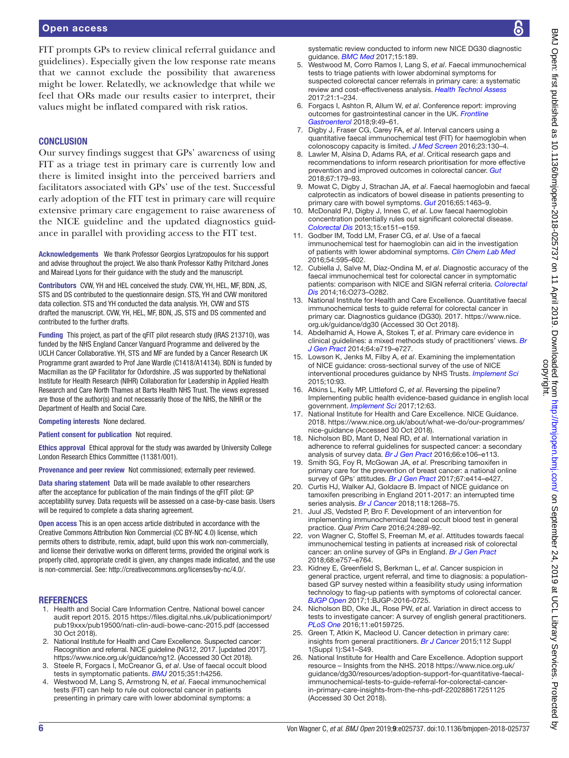FIT prompts GPs to review clinical referral guidance and guidelines). Especially given the low response rate means that we cannot exclude the possibility that awareness might be lower. Relatedly, we acknowledge that while we feel that ORs made our results easier to interpret, their values might be inflated compared with risk ratios.

## CONCLUSION

Our survey findings suggest that GPs' awareness of using FIT as a triage test in primary care is currently low and there is limited insight into the perceived barriers and facilitators associated with GPs' use of the test. Successful early adoption of the FIT test in primary care will require extensive primary care engagement to raise awareness of the NICE guideline and the updated diagnostics guidance in parallel with providing access to the FIT test.

**Acknowledgements** We thank Professor Georgios Lyratzopoulos for his support and advise throughout the project. We also thank Professor Kathy Pritchard Jones and Mairead Lyons for their guidance with the study and the manuscript.

**Contributors** CVW, YH and HEL conceived the study. CVW, YH, HEL, MF, BDN, JS, STS and DS contributed to the questionnaire design. STS, YH and CVW monitored data collection. STS and YH conducted the data analysis. YH, CVW and STS drafted the manuscript. CVW, YH, HEL, MF, BDN, JS, STS and DS commented and contributed to the further drafts.

**Funding** This project, as part of the qFIT pilot research study (IRAS 213710), was funded by the NHS England Cancer Vanguard Programme and delivered by the UCLH Cancer Collaborative. YH, STS and MF are funded by a Cancer Research UK Programme grant awarded to Prof Jane Wardle (C1418/A14134). BDN is funded by Macmillan as the GP Facilitator for Oxfordshire. JS was supported by theNational Institute for Health Research (NIHR) Collaboration for Leadership in Applied Health Research and Care North Thames at Barts Health NHS Trust. The views expressed are those of the author(s) and not necessarily those of the NHS, the NIHR or the Department of Health and Social Care.

**Competing interests** None declared.

**Patient consent for publication** Not required.

**Ethics approval** Ethical approval for the study was awarded by University College London Research Ethics Committee (11381/001).

**Provenance and peer review** Not commissioned; externally peer reviewed.

**Data sharing statement** Data will be made available to other researchers after the acceptance for publication of the main findings of the qFIT pilot: GP acceptability survey. Data requests will be assessed on a case-by-case basis. Users will be required to complete a data sharing agreement.

**Open access** This is an open access article distributed in accordance with the Creative Commons Attribution Non Commercial (CC BY-NC 4.0) license, which permits others to distribute, remix, adapt, build upon this work non-commercially, and license their derivative works on different terms, provided the original work is properly cited, appropriate credit is given, any changes made indicated, and the use is non-commercial. See: http://creativecommons.org/licenses/by-nc/4.0/.

## REFERENCES

1. Health and Social Care Information Centre. National bowel cancer audit report 2015. 2015 https://files.digital.nhs.uk/publicationimport/pub19xxx/pub19500/nati-clin-audi-bowe-canc-2015.pdf (accessed 30 Oct 2018).
2. National Institute for Health and Care Excellence. Suspected cancer: Recognition and referral. NICE guideline (NG12, 2017. [updated 2017]. https://www.nice.org.uk/guidance/ng12. (Accessed 30 Oct 2018).
3. Steele R, Forgacs I, McCreanor G, *et al*. Use of faecal occult blood tests in symptomatic patients. *BMJ* 2015;351:h4256.
4. Westwood M, Lang S, Armstrong N, *et al*. Faecal immunochemical tests (FIT) can help to rule out colorectal cancer in patients presenting in primary care with lower abdominal symptoms: a systematic review conducted to inform new NICE DG30 diagnostic guidance. *BMC Med* 2017;15:189.
5. Westwood M, Corro Ramos I, Lang S, *et al*. Faecal immunochemical tests to triage patients with lower abdominal symptoms for suspected colorectal cancer referrals in primary care: a systematic review and cost-effectiveness analysis. *Health Technol Assess* 2017;21:1–234.
6. Forgacs I, Ashton R, Allum W, *et al*. Conference report: improving outcomes for gastrointestinal cancer in the UK. *Frontline Gastroenterol* 2018;9:49–61.
7. Digby J, Fraser CG, Carey FA, *et al*. Interval cancers using a quantitative faecal immunochemical test (FIT) for haemoglobin when colonoscopy capacity is limited. *J Med Screen* 2016;23:130–4.
8. Lawler M, Alsina D, Adams RA, *et al*. Critical research gaps and recommendations to inform research prioritisation for more effective prevention and improved outcomes in colorectal cancer. *Gut* 2018;67:179–93.
9. Mowat C, Digby J, Strachan JA, *et al*. Faecal haemoglobin and faecal calprotectin as indicators of bowel disease in patients presenting to primary care with bowel symptoms. *Gut* 2016;65:1463–9.
10. McDonald PJ, Digby J, Innes C, *et al*. Low faecal haemoglobin concentration potentially rules out significant colorectal disease. *Colorectal Dis* 2013;15:e151–e159.
11. Godber IM, Todd LM, Fraser CG, *et al*. Use of a faecal immunochemical test for haemoglobin can aid in the investigation of patients with lower abdominal symptoms. *Clin Chem Lab Med* 2016;54:595–602.
12. Cubiella J, Salve M, Díaz-Ondina M, *et al*. Diagnostic accuracy of the faecal immunochemical test for colorectal cancer in symptomatic patients: comparison with NICE and SIGN referral criteria. *Colorectal Dis* 2014;16:O273–O282.
13. National Institute for Health and Care Excellence. Quantitative faecal immunochemical tests to guide referral for colorectal cancer in primary car. Diagnostics guidance (DG30). 2017. https://www.nice.org.uk/guidance/dg30 (Accessed 30 Oct 2018).
14. Abdelhamid A, Howe A, Stokes T, *et al*. Primary care evidence in clinical guidelines: a mixed methods study of practitioners' views. *Br J Gen Pract* 2014;64:e719–e727.
15. Lowson K, Jenks M, Filby A, *et al*. Examining the implementation of NICE guidance: cross-sectional survey of the use of NICE interventional procedures guidance by NHS Trusts. *Implement Sci* 2015;10:93.
16. Atkins L, Kelly MP, Littleford C, *et al*. Reversing the pipeline? Implementing public health evidence-based guidance in english local government. *Implement Sci* 2017;12:63.
17. National Institute for Health and Care Excellence. NICE Guidance. 2018. https://www.nice.org.uk/about/what-we-do/our-programmes/nice-guidance (Accessed 30 Oct 2018).
18. Nicholson BD, Mant D, Neal RD, *et al*. International variation in adherence to referral guidelines for suspected cancer: a secondary analysis of survey data. *Br J Gen Pract* 2016;66:e106–e113.
19. Smith SG, Foy R, McGowan JA, *et al*. Prescribing tamoxifen in primary care for the prevention of breast cancer: a national online survey of GPs' attitudes. *Br J Gen Pract* 2017;67:e414–e427.
20. Curtis HJ, Walker AJ, Goldacre B. Impact of NICE guidance on tamoxifen prescribing in England 2011-2017: an interrupted time series analysis. *Br J Cancer* 2018;118:1268–75.
21. Juul JS, Vedsted P, Bro F. Development of an intervention for implementing immunochemical faecal occult blood test in general practice. *Qual Prim Care* 2016;24:289–92.
22. von Wagner C, Stoffel S, Freeman M, *et al*. Attitudes towards faecal immunochemical testing in patients at increased risk of colorectal cancer: an online survey of GPs in England. *Br J Gen Pract* 2018;68:e757–e764.
23. Kidney E, Greenfield S, Berkman L, *et al*. Cancer suspicion in general practice, urgent referral, and time to diagnosis: a population-based GP survey nested within a feasibility study using information technology to flag-up patients with symptoms of colorectal cancer. *BJGP Open* 2017;1:BJGP-2016-0725.
24. Nicholson BD, Oke JL, Rose PW, *et al*. Variation in direct access to tests to investigate cancer: A survey of english general practitioners. *PLoS One* 2016;11:e0159725.
25. Green T, Atkin K, Macleod U. Cancer detection in primary care: insights from general practitioners. *Br J Cancer* 2015;112 Suppl 1(Suppl 1):S41–S49.
26. National Institute for Health and Care Excellence. Adoption support resource – Insights from the NHS. 2018 https://www.nice.org.uk/guidance/dg30/resources/adoption-support-for-quantitative-faecal-immunochemical-tests-to-guide-referral-for-colorectal-cancer-in-primary-care-insights-from-the-nhs-pdf-220288617251125 (Accessed 30 Oct 2018).